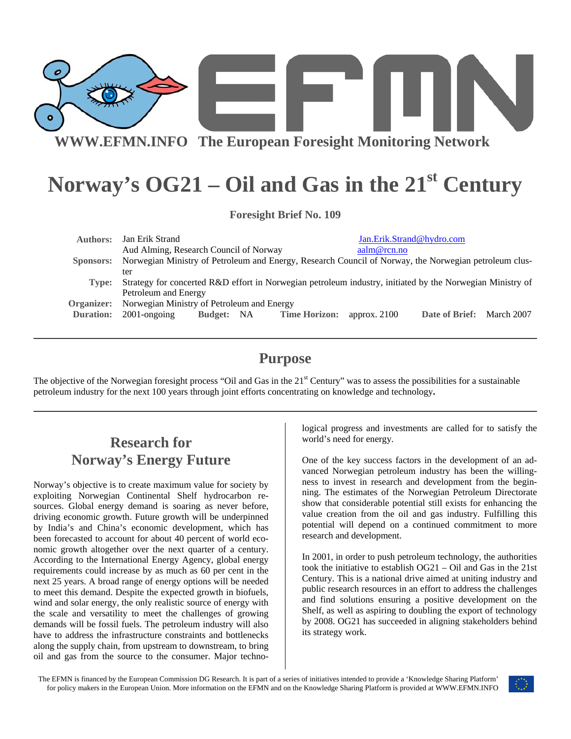WWW.EFMN.INFO The European Foresight Monitoring Network

# Norway's OG21 – Oil and Gas in the 21st Century

**Foresight Brief No. 109**

| | |
|---|---|
| **Authors:** | Jan Erik Strand — Jan.Erik.Strand@hydro.com<br>Aud Alming, Research Council of Norway — aalm@rcn.no |
| **Sponsors:** | Norwegian Ministry of Petroleum and Energy, Research Council of Norway, the Norwegian petroleum cluster |
| **Type:** | Strategy for concerted R&D effort in Norwegian petroleum industry, initiated by the Norwegian Ministry of Petroleum and Energy |
| **Organizer:** | Norwegian Ministry of Petroleum and Energy |
| **Duration:** | 2001-ongoing **Budget:** NA **Time Horizon:** approx. 2100 **Date of Brief:** March 2007 |

## Purpose

The objective of the Norwegian foresight process "Oil and Gas in the 21st Century" was to assess the possibilities for a sustainable petroleum industry for the next 100 years through joint efforts concentrating on knowledge and technology**.**

## Research for Norway's Energy Future

Norway's objective is to create maximum value for society by exploiting Norwegian Continental Shelf hydrocarbon resources. Global energy demand is soaring as never before, driving economic growth. Future growth will be underpinned by India's and China's economic development, which has been forecasted to account for about 40 percent of world economic growth altogether over the next quarter of a century. According to the International Energy Agency, global energy requirements could increase by as much as 60 per cent in the next 25 years. A broad range of energy options will be needed to meet this demand. Despite the expected growth in biofuels, wind and solar energy, the only realistic source of energy with the scale and versatility to meet the challenges of growing demands will be fossil fuels. The petroleum industry will also have to address the infrastructure constraints and bottlenecks along the supply chain, from upstream to downstream, to bring oil and gas from the source to the consumer. Major technological progress and investments are called for to satisfy the world's need for energy.

One of the key success factors in the development of an advanced Norwegian petroleum industry has been the willingness to invest in research and development from the beginning. The estimates of the Norwegian Petroleum Directorate show that considerable potential still exists for enhancing the value creation from the oil and gas industry. Fulfilling this potential will depend on a continued commitment to more research and development.

In 2001, in order to push petroleum technology, the authorities took the initiative to establish OG21 – Oil and Gas in the 21st Century. This is a national drive aimed at uniting industry and public research resources in an effort to address the challenges and find solutions ensuring a positive development on the Shelf, as well as aspiring to doubling the export of technology by 2008. OG21 has succeeded in aligning stakeholders behind its strategy work.

The EFMN is financed by the European Commission DG Research. It is part of a series of initiatives intended to provide a 'Knowledge Sharing Platform' for policy makers in the European Union. More information on the EFMN and on the Knowledge Sharing Platform is provided at WWW.EFMN.INFO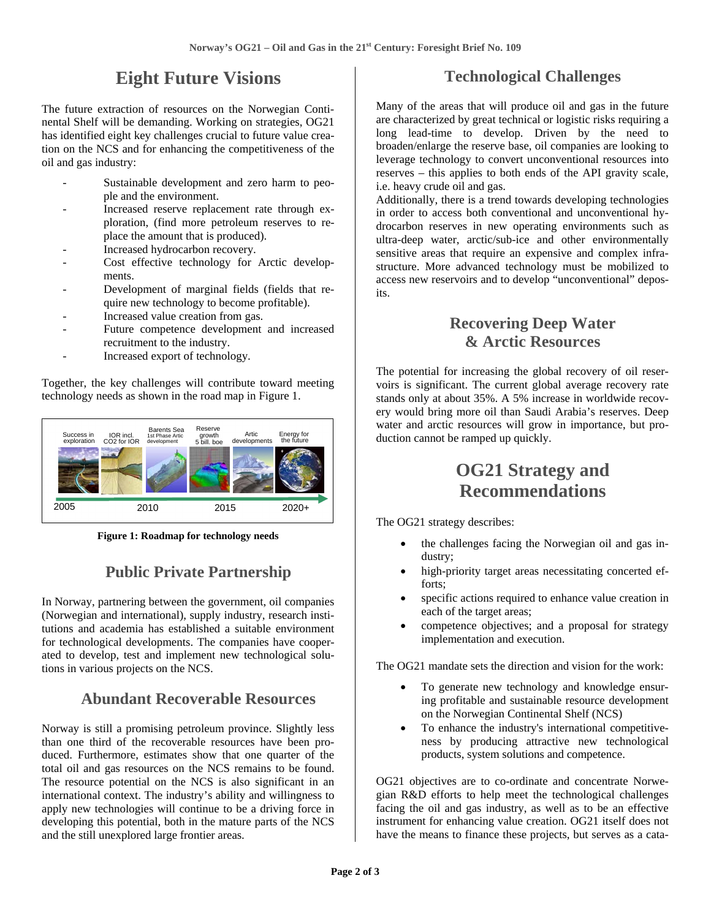# Eight Future Visions

The future extraction of resources on the Norwegian Continental Shelf will be demanding. Working on strategies, OG21 has identified eight key challenges crucial to future value creation on the NCS and for enhancing the competitiveness of the oil and gas industry:

- Sustainable development and zero harm to people and the environment.
- Increased reserve replacement rate through exploration, (find more petroleum reserves to replace the amount that is produced).
- Increased hydrocarbon recovery.
- Cost effective technology for Arctic developments.
- Development of marginal fields (fields that require new technology to become profitable).
- Increased value creation from gas.
- Future competence development and increased recruitment to the industry.
- Increased export of technology.

Together, the key challenges will contribute toward meeting technology needs as shown in the road map in Figure 1.

Success in exploration | IOR incl. $CO_2$ for IOR | Barents Sea 1st Phase Artic development | Reserve growth 5 bill. boe | Artic developments | Energy for the future

2005 — 2010 — 2015 — 2020+

**Figure 1: Roadmap for technology needs**

# Public Private Partnership

In Norway, partnering between the government, oil companies (Norwegian and international), supply industry, research institutions and academia has established a suitable environment for technological developments. The companies have cooperated to develop, test and implement new technological solutions in various projects on the NCS.

# Abundant Recoverable Resources

Norway is still a promising petroleum province. Slightly less than one third of the recoverable resources have been produced. Furthermore, estimates show that one quarter of the total oil and gas resources on the NCS remains to be found. The resource potential on the NCS is also significant in an international context. The industry's ability and willingness to apply new technologies will continue to be a driving force in developing this potential, both in the mature parts of the NCS and the still unexplored large frontier areas.

# Technological Challenges

Many of the areas that will produce oil and gas in the future are characterized by great technical or logistic risks requiring a long lead-time to develop. Driven by the need to broaden/enlarge the reserve base, oil companies are looking to leverage technology to convert unconventional resources into reserves – this applies to both ends of the API gravity scale, i.e. heavy crude oil and gas.

Additionally, there is a trend towards developing technologies in order to access both conventional and unconventional hydrocarbon reserves in new operating environments such as ultra-deep water, arctic/sub-ice and other environmentally sensitive areas that require an expensive and complex infrastructure. More advanced technology must be mobilized to access new reservoirs and to develop "unconventional" deposits.

# Recovering Deep Water & Arctic Resources

The potential for increasing the global recovery of oil reservoirs is significant. The current global average recovery rate stands only at about 35%. A 5% increase in worldwide recovery would bring more oil than Saudi Arabia's reserves. Deep water and arctic resources will grow in importance, but production cannot be ramped up quickly.

# OG21 Strategy and Recommendations

The OG21 strategy describes:

- the challenges facing the Norwegian oil and gas industry;
- high-priority target areas necessitating concerted efforts;
- specific actions required to enhance value creation in each of the target areas;
- competence objectives; and a proposal for strategy implementation and execution.

The OG21 mandate sets the direction and vision for the work:

- To generate new technology and knowledge ensuring profitable and sustainable resource development on the Norwegian Continental Shelf (NCS)
- To enhance the industry's international competitiveness by producing attractive new technological products, system solutions and competence.

OG21 objectives are to co-ordinate and concentrate Norwegian R&D efforts to help meet the technological challenges facing the oil and gas industry, as well as to be an effective instrument for enhancing value creation. OG21 itself does not have the means to finance these projects, but serves as a cata-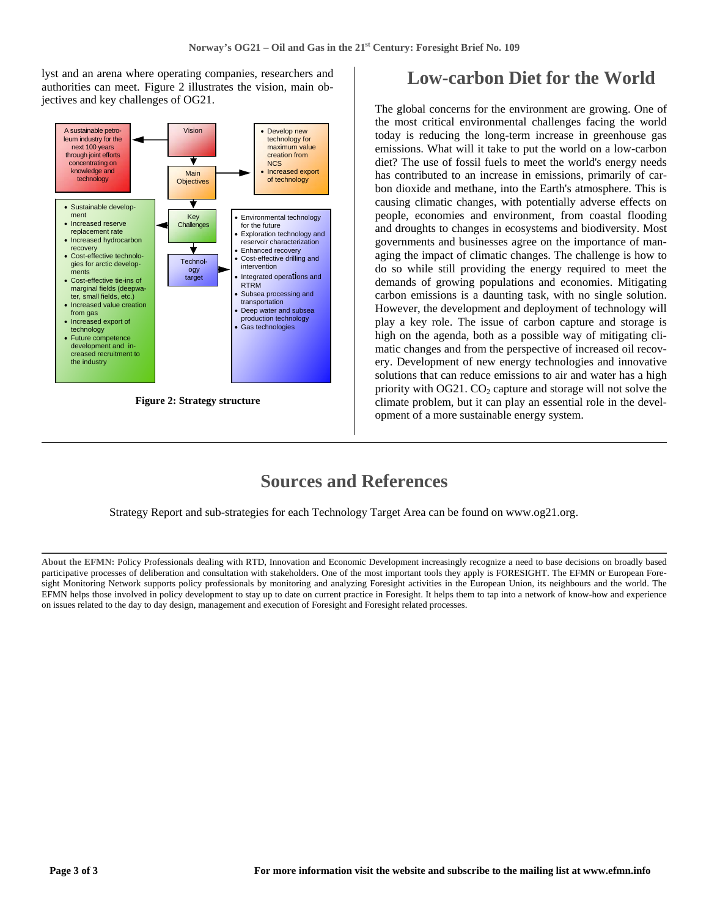lyst and an arena where operating companies, researchers and authorities can meet. Figure 2 illustrates the vision, main objectives and key challenges of OG21.

A sustainable petroleum industry for the next 100 years through joint efforts concentrating on knowledge and technology

Vision

- Develop new technology for maximum value creation from NCS
- Increased export of technology

Main Objectives

- Sustainable development
- Increased reserve replacement rate
- Increased hydrocarbon recovery
- Cost-effective technologies for arctic developments
- Cost-effective tie-ins of marginal fields (deepwater, small fields, etc.)
- Increased value creation from gas
- Increased export of technology
- Future competence development and increased recruitment to the industry

Key Challenges

Technology target

- Environmental technology for the future
- Exploration technology and reservoir characterization
- Enhanced recovery
- Cost-effective drilling and intervention
- Integrated operations and RTRM
- Subsea processing and transportation
- Deep water and subsea production technology
- Gas technologies

**Figure 2: Strategy structure**

## Low-carbon Diet for the World

The global concerns for the environment are growing. One of the most critical environmental challenges facing the world today is reducing the long-term increase in greenhouse gas emissions. What will it take to put the world on a low-carbon diet? The use of fossil fuels to meet the world's energy needs has contributed to an increase in emissions, primarily of carbon dioxide and methane, into the Earth's atmosphere. This is causing climatic changes, with potentially adverse effects on people, economies and environment, from coastal flooding and droughts to changes in ecosystems and biodiversity. Most governments and businesses agree on the importance of managing the impact of climatic changes. The challenge is how to do so while still providing the energy required to meet the demands of growing populations and economies. Mitigating carbon emissions is a daunting task, with no single solution. However, the development and deployment of technology will play a key role. The issue of carbon capture and storage is high on the agenda, both as a possible way of mitigating climatic changes and from the perspective of increased oil recovery. Development of new energy technologies and innovative solutions that can reduce emissions to air and water has a high priority with OG21. $CO_2$ capture and storage will not solve the climate problem, but it can play an essential role in the development of a more sustainable energy system.

## Sources and References

Strategy Report and sub-strategies for each Technology Target Area can be found on www.og21.org.

**About the EFMN:** Policy Professionals dealing with RTD, Innovation and Economic Development increasingly recognize a need to base decisions on broadly based participative processes of deliberation and consultation with stakeholders. One of the most important tools they apply is FORESIGHT. The EFMN or European Foresight Monitoring Network supports policy professionals by monitoring and analyzing Foresight activities in the European Union, its neighbours and the world. The EFMN helps those involved in policy development to stay up to date on current practice in Foresight. It helps them to tap into a network of know-how and experience on issues related to the day to day design, management and execution of Foresight and Foresight related processes.